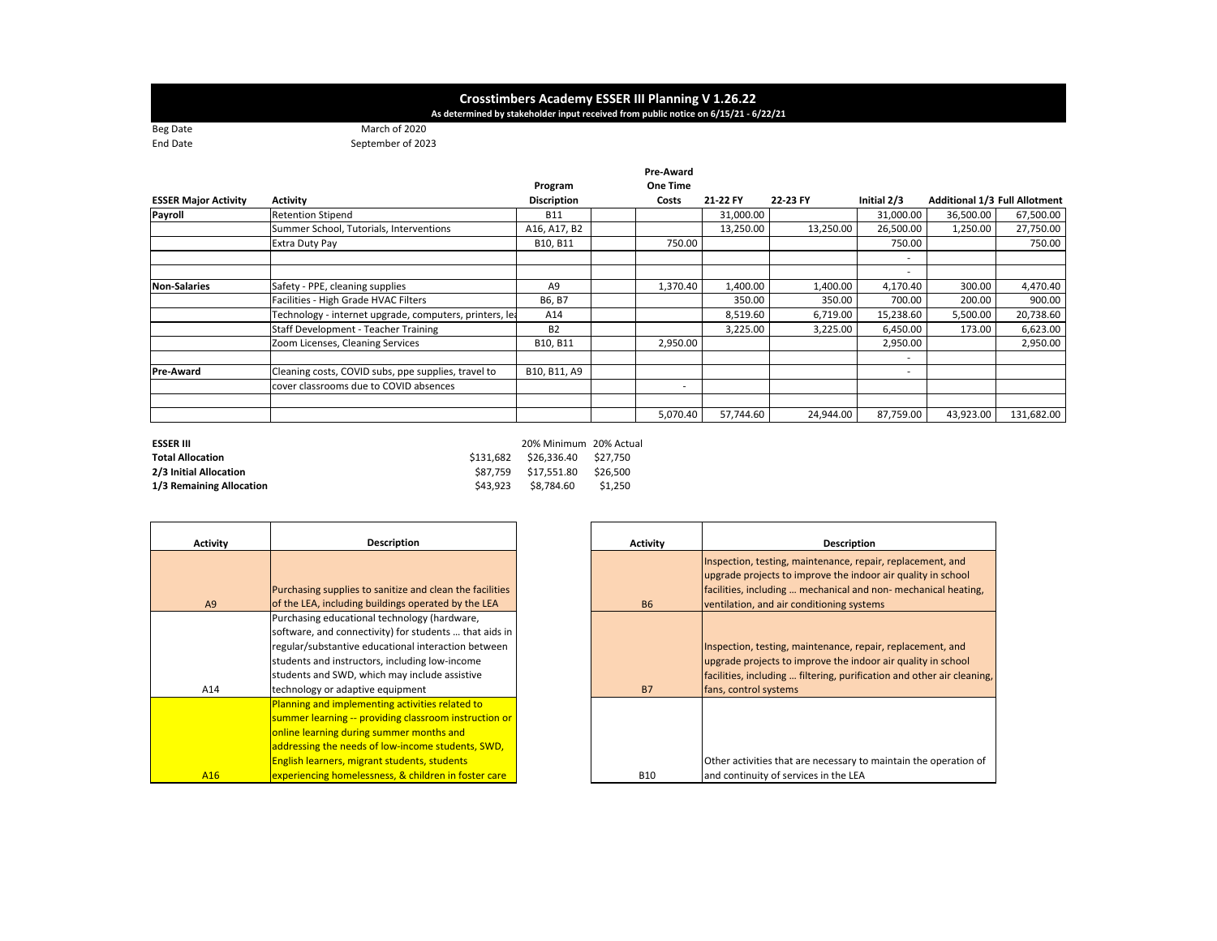# Crosstimbers Academy ESSER III Planning V 1.26.22

**As determined by stakeholder input received from public notice on 6/15/21 - 6/22/21**

Beg Date March of 2020

End Date September of 2023

| ESSER Major Activity | Activity | Program Discription | | Pre-Award One Time Costs | 21-22 FY | 22-23 FY | Initial 2/3 | Additional 1/3 | Full Allotment |
|---|---|---|---|---|---|---|---|---|---|
| **Payroll** | Retention Stipend | B11 | | | 31,000.00 | | 31,000.00 | 36,500.00 | 67,500.00 |
| | Summer School, Tutorials, Interventions | A16, A17, B2 | | | 13,250.00 | 13,250.00 | 26,500.00 | 1,250.00 | 27,750.00 |
| | Extra Duty Pay | B10, B11 | | 750.00 | | | 750.00 | | 750.00 |
| | | | | | | | - | | |
| | | | | | | | - | | |
| **Non-Salaries** | Safety - PPE, cleaning supplies | A9 | | 1,370.40 | 1,400.00 | 1,400.00 | 4,170.40 | 300.00 | 4,470.40 |
| | Facilities - High Grade HVAC Filters | B6, B7 | | | 350.00 | 350.00 | 700.00 | 200.00 | 900.00 |
| | Technology - internet upgrade, computers, printers, lea | A14 | | | 8,519.60 | 6,719.00 | 15,238.60 | 5,500.00 | 20,738.60 |
| | Staff Development - Teacher Training | B2 | | | 3,225.00 | 3,225.00 | 6,450.00 | 173.00 | 6,623.00 |
| | Zoom Licenses, Cleaning Services | B10, B11 | | 2,950.00 | | | 2,950.00 | | 2,950.00 |
| | | | | | | | - | | |
| **Pre-Award** | Cleaning costs, COVID subs, ppe supplies, travel to | B10, B11, A9 | | | | | - | | |
| | cover classrooms due to COVID absences | | | - | | | | | |
| | | | | | | | | | |
| | | | | 5,070.40 | 57,744.60 | 24,944.00 | 87,759.00 | 43,923.00 | 131,682.00 |

| ESSER III | | 20% Minimum | 20% Actual |
|---|---|---|---|
| **Total Allocation** | $131,682 | $26,336.40 | $27,750 |
| **2/3 Initial Allocation** | $87,759 | $17,551.80 | $26,500 |
| **1/3 Remaining Allocation** | $43,923 | $8,784.60 | $1,250 |

| Activity | Description |
|---|---|
| A9 | Purchasing supplies to sanitize and clean the facilities of the LEA, including buildings operated by the LEA |
| A14 | Purchasing educational technology (hardware, software, and connectivity) for students … that aids in regular/substantive educational interaction between students and instructors, including low-income students and SWD, which may include assistive technology or adaptive equipment |
| A16 | Planning and implementing activities related to summer learning -- providing classroom instruction or online learning during summer months and addressing the needs of low-income students, SWD, English learners, migrant students, students experiencing homelessness, & children in foster care |

| Activity | Description |
|---|---|
| B6 | Inspection, testing, maintenance, repair, replacement, and upgrade projects to improve the indoor air quality in school facilities, including … mechanical and non- mechanical heating, ventilation, and air conditioning systems |
| B7 | Inspection, testing, maintenance, repair, replacement, and upgrade projects to improve the indoor air quality in school facilities, including … filtering, purification and other air cleaning, fans, control systems |
| B10 | Other activities that are necessary to maintain the operation of and continuity of services in the LEA |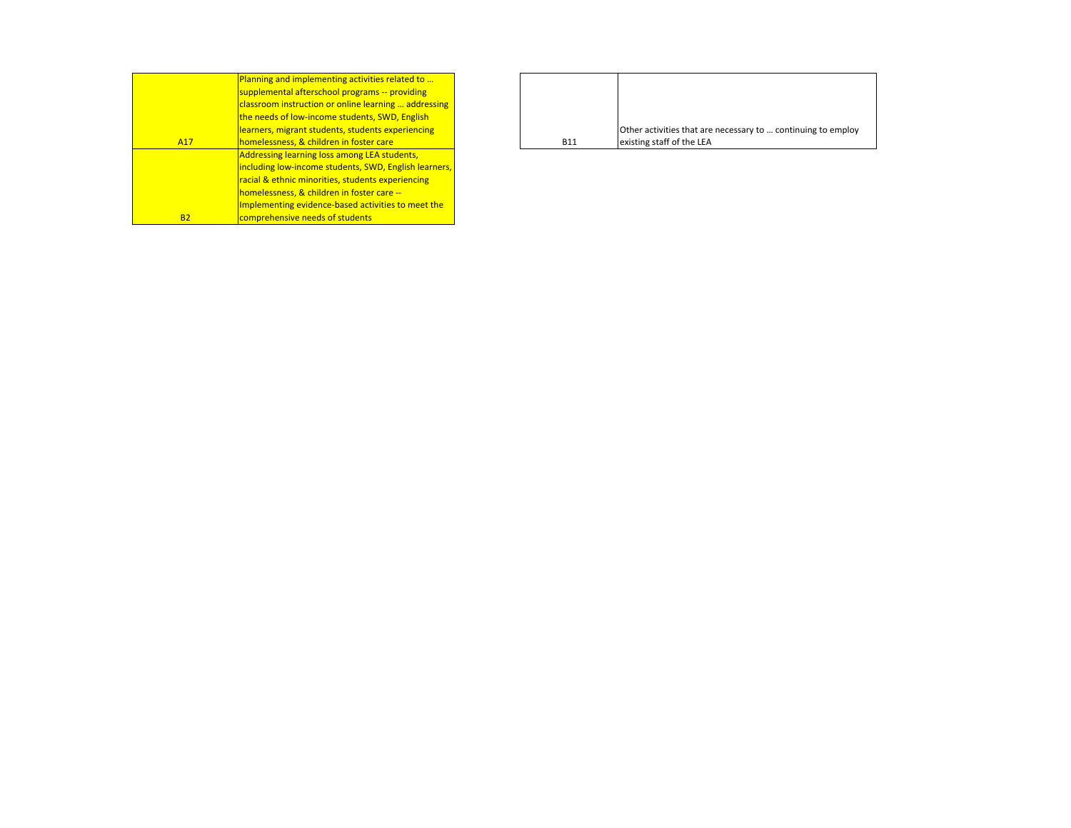| | |
|---|---|
| A17 | Planning and implementing activities related to … supplemental afterschool programs -- providing classroom instruction or online learning … addressing the needs of low-income students, SWD, English learners, migrant students, students experiencing homelessness, & children in foster care |
| B2 | Addressing learning loss among LEA students, including low-income students, SWD, English learners, racial & ethnic minorities, students experiencing homelessness, & children in foster care -- Implementing evidence-based activities to meet the comprehensive needs of students |

| | |
|---|---|
| B11 | Other activities that are necessary to … continuing to employ existing staff of the LEA |